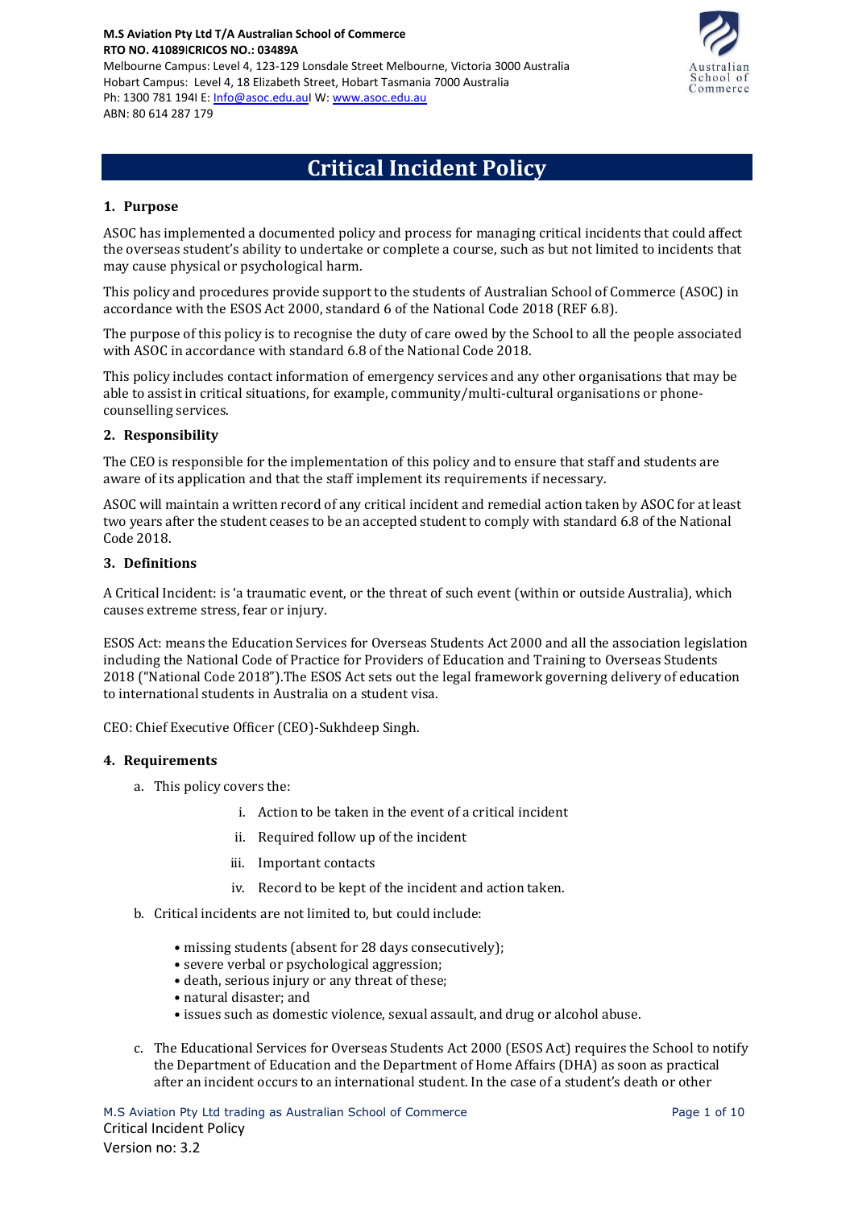**M.S Aviation Pty Ltd T/A Australian School of Commerce**
**RTO NO. 41089|CRICOS NO.: 03489A**
Melbourne Campus: Level 4, 123-129 Lonsdale Street Melbourne, Victoria 3000 Australia
Hobart Campus: Level 4, 18 Elizabeth Street, Hobart Tasmania 7000 Australia
Ph: 1300 781 194| E: Info@asoc.edu.au| W: www.asoc.edu.au
ABN: 80 614 287 179

# Critical Incident Policy

## 1. Purpose

ASOC has implemented a documented policy and process for managing critical incidents that could affect the overseas student's ability to undertake or complete a course, such as but not limited to incidents that may cause physical or psychological harm.

This policy and procedures provide support to the students of Australian School of Commerce (ASOC) in accordance with the ESOS Act 2000, standard 6 of the National Code 2018 (REF 6.8).

The purpose of this policy is to recognise the duty of care owed by the School to all the people associated with ASOC in accordance with standard 6.8 of the National Code 2018.

This policy includes contact information of emergency services and any other organisations that may be able to assist in critical situations, for example, community/multi-cultural organisations or phone-counselling services.

## 2. Responsibility

The CEO is responsible for the implementation of this policy and to ensure that staff and students are aware of its application and that the staff implement its requirements if necessary.

ASOC will maintain a written record of any critical incident and remedial action taken by ASOC for at least two years after the student ceases to be an accepted student to comply with standard 6.8 of the National Code 2018.

## 3. Definitions

A Critical Incident: is 'a traumatic event, or the threat of such event (within or outside Australia), which causes extreme stress, fear or injury.

ESOS Act: means the Education Services for Overseas Students Act 2000 and all the association legislation including the National Code of Practice for Providers of Education and Training to Overseas Students 2018 ("National Code 2018").The ESOS Act sets out the legal framework governing delivery of education to international students in Australia on a student visa.

CEO: Chief Executive Officer (CEO)-Sukhdeep Singh.

## 4. Requirements

a. This policy covers the:

   i. Action to be taken in the event of a critical incident
   ii. Required follow up of the incident
   iii. Important contacts
   iv. Record to be kept of the incident and action taken.

b. Critical incidents are not limited to, but could include:

   - missing students (absent for 28 days consecutively);
   - severe verbal or psychological aggression;
   - death, serious injury or any threat of these;
   - natural disaster; and
   - issues such as domestic violence, sexual assault, and drug or alcohol abuse.

c. The Educational Services for Overseas Students Act 2000 (ESOS Act) requires the School to notify the Department of Education and the Department of Home Affairs (DHA) as soon as practical after an incident occurs to an international student. In the case of a student's death or other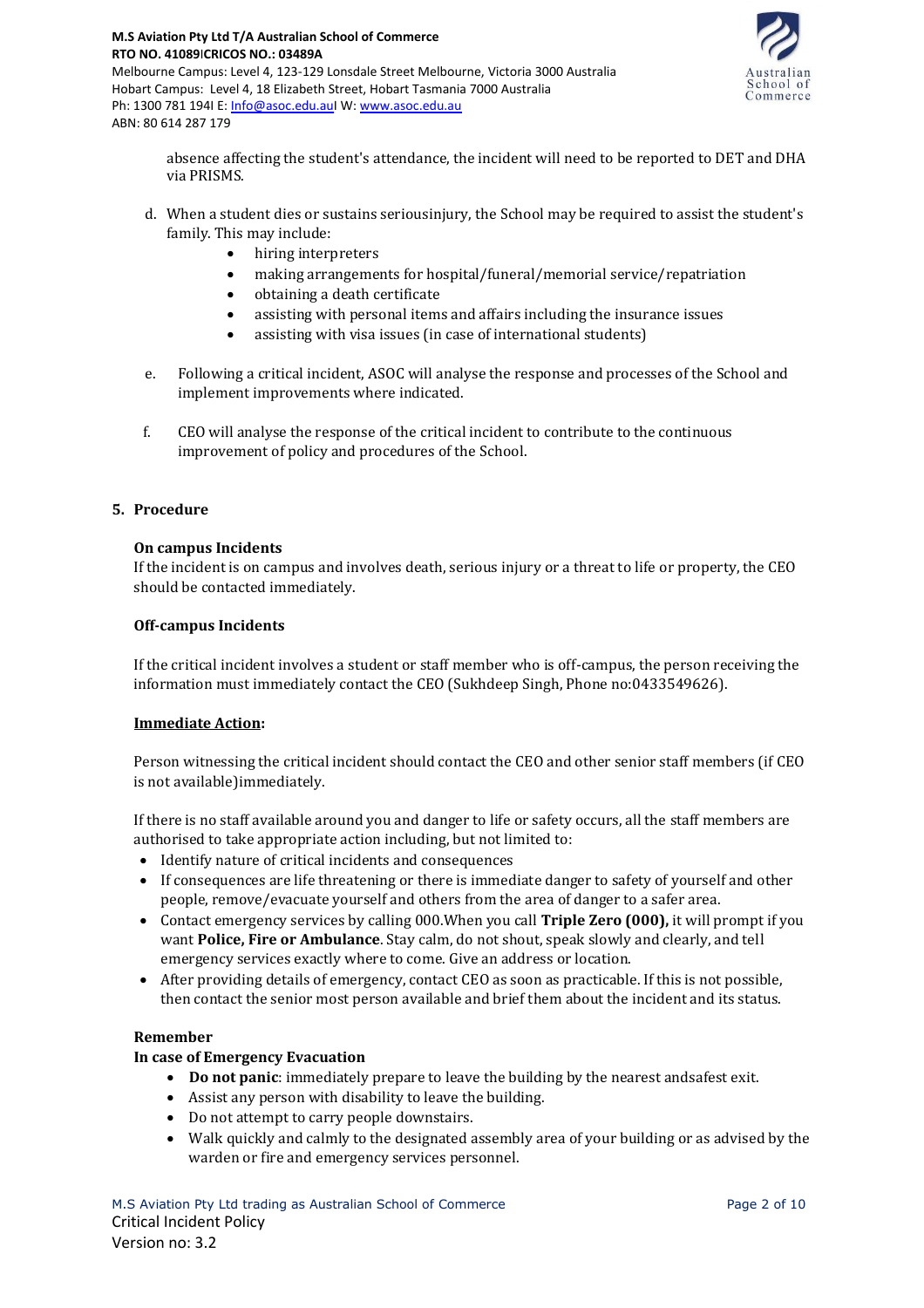absence affecting the student's attendance, the incident will need to be reported to DET and DHA via PRISMS.

d. When a student dies or sustains seriousinjury, the School may be required to assist the student's family. This may include:
    - hiring interpreters
    - making arrangements for hospital/funeral/memorial service/repatriation
    - obtaining a death certificate
    - assisting with personal items and affairs including the insurance issues
    - assisting with visa issues (in case of international students)

e. Following a critical incident, ASOC will analyse the response and processes of the School and implement improvements where indicated.

f. CEO will analyse the response of the critical incident to contribute to the continuous improvement of policy and procedures of the School.

## 5. Procedure

**On campus Incidents**

If the incident is on campus and involves death, serious injury or a threat to life or property, the CEO should be contacted immediately.

**Off-campus Incidents**

If the critical incident involves a student or staff member who is off-campus, the person receiving the information must immediately contact the CEO (Sukhdeep Singh, Phone no:0433549626).

**Immediate Action:**

Person witnessing the critical incident should contact the CEO and other senior staff members (if CEO is not available)immediately.

If there is no staff available around you and danger to life or safety occurs, all the staff members are authorised to take appropriate action including, but not limited to:

- Identify nature of critical incidents and consequences
- If consequences are life threatening or there is immediate danger to safety of yourself and other people, remove/evacuate yourself and others from the area of danger to a safer area.
- Contact emergency services by calling 000.When you call **Triple Zero (000),** it will prompt if you want **Police, Fire or Ambulance**. Stay calm, do not shout, speak slowly and clearly, and tell emergency services exactly where to come. Give an address or location.
- After providing details of emergency, contact CEO as soon as practicable. If this is not possible, then contact the senior most person available and brief them about the incident and its status.

**Remember**

**In case of Emergency Evacuation**

- **Do not panic**: immediately prepare to leave the building by the nearest andsafest exit.
- Assist any person with disability to leave the building.
- Do not attempt to carry people downstairs.
- Walk quickly and calmly to the designated assembly area of your building or as advised by the warden or fire and emergency services personnel.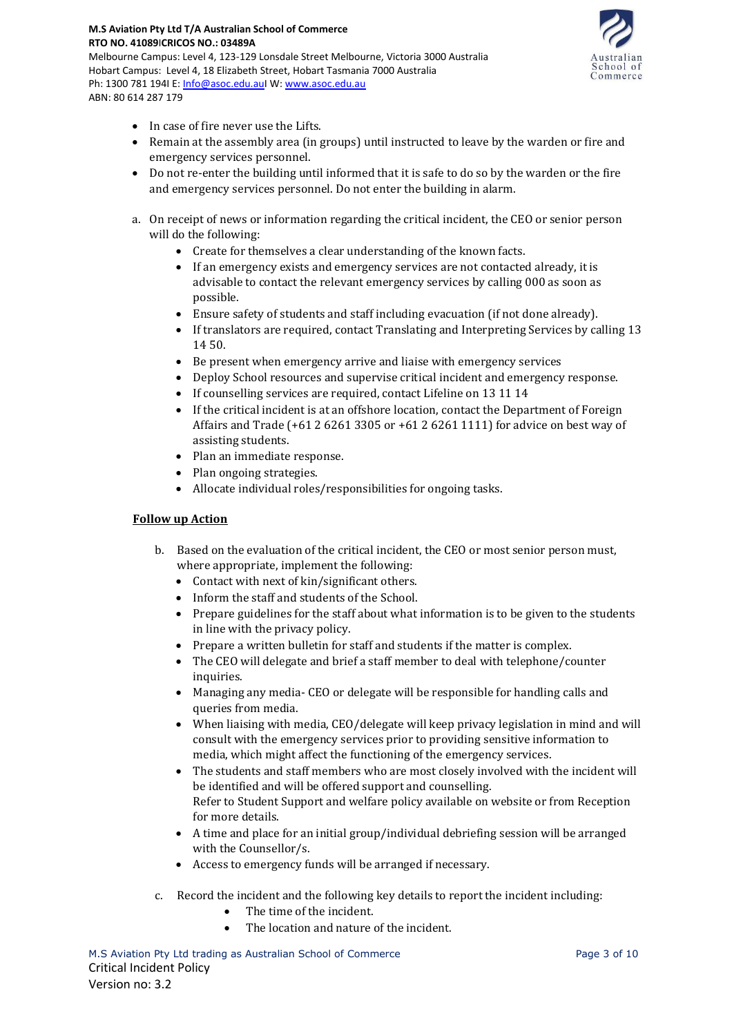- In case of fire never use the Lifts.
- Remain at the assembly area (in groups) until instructed to leave by the warden or fire and emergency services personnel.
- Do not re-enter the building until informed that it is safe to do so by the warden or the fire and emergency services personnel. Do not enter the building in alarm.

a. On receipt of news or information regarding the critical incident, the CEO or senior person will do the following:
   - Create for themselves a clear understanding of the known facts.
   - If an emergency exists and emergency services are not contacted already, it is advisable to contact the relevant emergency services by calling 000 as soon as possible.
   - Ensure safety of students and staff including evacuation (if not done already).
   - If translators are required, contact Translating and Interpreting Services by calling 13 14 50.
   - Be present when emergency arrive and liaise with emergency services
   - Deploy School resources and supervise critical incident and emergency response.
   - If counselling services are required, contact Lifeline on 13 11 14
   - If the critical incident is at an offshore location, contact the Department of Foreign Affairs and Trade (+61 2 6261 3305 or +61 2 6261 1111) for advice on best way of assisting students.
   - Plan an immediate response.
   - Plan ongoing strategies.
   - Allocate individual roles/responsibilities for ongoing tasks.

**Follow up Action**

b. Based on the evaluation of the critical incident, the CEO or most senior person must, where appropriate, implement the following:
   - Contact with next of kin/significant others.
   - Inform the staff and students of the School.
   - Prepare guidelines for the staff about what information is to be given to the students in line with the privacy policy.
   - Prepare a written bulletin for staff and students if the matter is complex.
   - The CEO will delegate and brief a staff member to deal with telephone/counter inquiries.
   - Managing any media- CEO or delegate will be responsible for handling calls and queries from media.
   - When liaising with media, CEO/delegate will keep privacy legislation in mind and will consult with the emergency services prior to providing sensitive information to media, which might affect the functioning of the emergency services.
   - The students and staff members who are most closely involved with the incident will be identified and will be offered support and counselling.
     Refer to Student Support and welfare policy available on website or from Reception for more details.
   - A time and place for an initial group/individual debriefing session will be arranged with the Counsellor/s.
   - Access to emergency funds will be arranged if necessary.

c. Record the incident and the following key details to report the incident including:
   - The time of the incident.
   - The location and nature of the incident.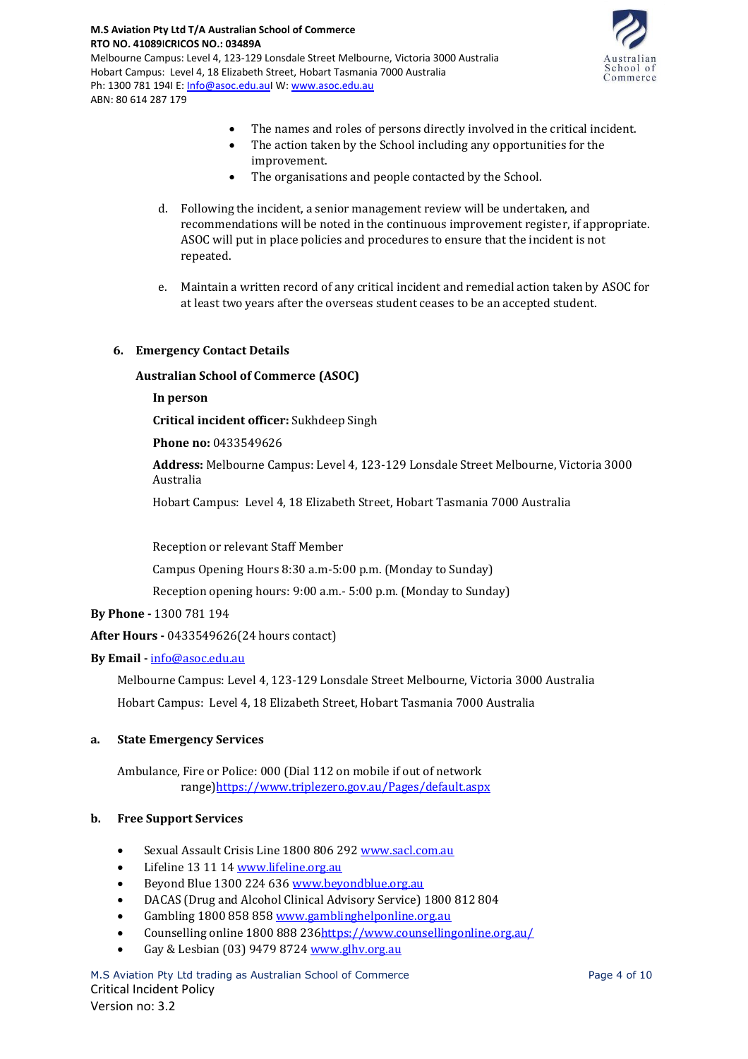- The names and roles of persons directly involved in the critical incident.
- The action taken by the School including any opportunities for the improvement.
- The organisations and people contacted by the School.

d. Following the incident, a senior management review will be undertaken, and recommendations will be noted in the continuous improvement register, if appropriate. ASOC will put in place policies and procedures to ensure that the incident is not repeated.

e. Maintain a written record of any critical incident and remedial action taken by ASOC for at least two years after the overseas student ceases to be an accepted student.

## 6. Emergency Contact Details

**Australian School of Commerce (ASOC)**

**In person**

**Critical incident officer:** Sukhdeep Singh

**Phone no:** 0433549626

**Address:** Melbourne Campus: Level 4, 123-129 Lonsdale Street Melbourne, Victoria 3000 Australia

Hobart Campus: Level 4, 18 Elizabeth Street, Hobart Tasmania 7000 Australia

Reception or relevant Staff Member

Campus Opening Hours 8:30 a.m-5:00 p.m. (Monday to Sunday)

Reception opening hours: 9:00 a.m.- 5:00 p.m. (Monday to Sunday)

**By Phone -** 1300 781 194

**After Hours -** 0433549626(24 hours contact)

**By Email -** info@asoc.edu.au

Melbourne Campus: Level 4, 123-129 Lonsdale Street Melbourne, Victoria 3000 Australia

Hobart Campus: Level 4, 18 Elizabeth Street, Hobart Tasmania 7000 Australia

**a. State Emergency Services**

Ambulance, Fire or Police: 000 (Dial 112 on mobile if out of network range)https://www.triplezero.gov.au/Pages/default.aspx

**b. Free Support Services**

- Sexual Assault Crisis Line 1800 806 292 www.sacl.com.au
- Lifeline 13 11 14 www.lifeline.org.au
- Beyond Blue 1300 224 636 www.beyondblue.org.au
- DACAS (Drug and Alcohol Clinical Advisory Service) 1800 812 804
- Gambling 1800 858 858 www.gamblinghelponline.org.au
- Counselling online 1800 888 236https://www.counsellingonline.org.au/
- Gay & Lesbian (03) 9479 8724 www.glhv.org.au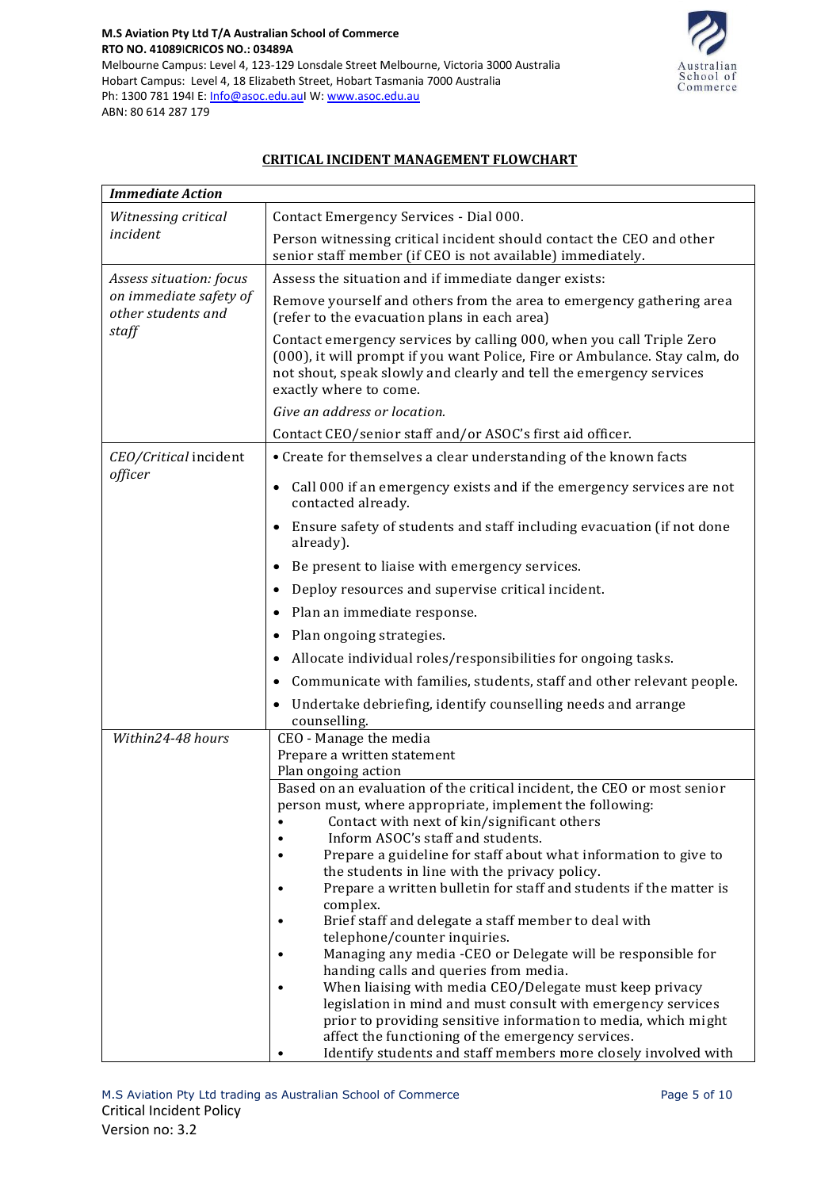## CRITICAL INCIDENT MANAGEMENT FLOWCHART

| *Immediate Action* | |
|---|---|
| *Witnessing critical incident* | Contact Emergency Services - Dial 000.<br><br>Person witnessing critical incident should contact the CEO and other senior staff member (if CEO is not available) immediately. |
| *Assess situation: focus on immediate safety of other students and staff* | Assess the situation and if immediate danger exists:<br><br>Remove yourself and others from the area to emergency gathering area (refer to the evacuation plans in each area)<br><br>Contact emergency services by calling 000, when you call Triple Zero (000), it will prompt if you want Police, Fire or Ambulance. Stay calm, do not shout, speak slowly and clearly and tell the emergency services exactly where to come.<br><br>*Give an address or location.*<br><br>Contact CEO/senior staff and/or ASOC's first aid officer. |
| *CEO/Critical* incident *officer* | • Create for themselves a clear understanding of the known facts<br>• Call 000 if an emergency exists and if the emergency services are not contacted already.<br>• Ensure safety of students and staff including evacuation (if not done already).<br>• Be present to liaise with emergency services.<br>• Deploy resources and supervise critical incident.<br>• Plan an immediate response.<br>• Plan ongoing strategies.<br>• Allocate individual roles/responsibilities for ongoing tasks.<br>• Communicate with families, students, staff and other relevant people.<br>• Undertake debriefing, identify counselling needs and arrange counselling. |
| *Within24-48 hours* | CEO - Manage the media<br>Prepare a written statement<br>Plan ongoing action |
| | Based on an evaluation of the critical incident, the CEO or most senior person must, where appropriate, implement the following:<br>• Contact with next of kin/significant others<br>• Inform ASOC's staff and students.<br>• Prepare a guideline for staff about what information to give to the students in line with the privacy policy.<br>• Prepare a written bulletin for staff and students if the matter is complex.<br>• Brief staff and delegate a staff member to deal with telephone/counter inquiries.<br>• Managing any media -CEO or Delegate will be responsible for handing calls and queries from media.<br>• When liaising with media CEO/Delegate must keep privacy legislation in mind and must consult with emergency services prior to providing sensitive information to media, which might affect the functioning of the emergency services.<br>• Identify students and staff members more closely involved with |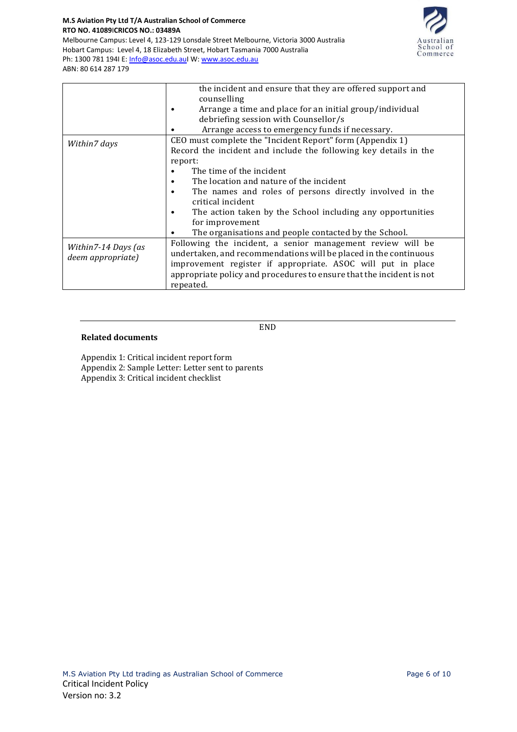| | |
|---|---|
| | the incident and ensure that they are offered support and counselling<br>• Arrange a time and place for an initial group/individual debriefing session with Counsellor/s<br>• Arrange access to emergency funds if necessary. |
| *Within7 days* | CEO must complete the "Incident Report" form (Appendix 1)<br>Record the incident and include the following key details in the report:<br>• The time of the incident<br>• The location and nature of the incident<br>• The names and roles of persons directly involved in the critical incident<br>• The action taken by the School including any opportunities for improvement<br>• The organisations and people contacted by the School. |
| *Within7-14 Days (as deem appropriate)* | Following the incident, a senior management review will be undertaken, and recommendations will be placed in the continuous improvement register if appropriate. ASOC will put in place appropriate policy and procedures to ensure that the incident is not repeated. |

---

END

**Related documents**

Appendix 1: Critical incident report form
Appendix 2: Sample Letter: Letter sent to parents
Appendix 3: Critical incident checklist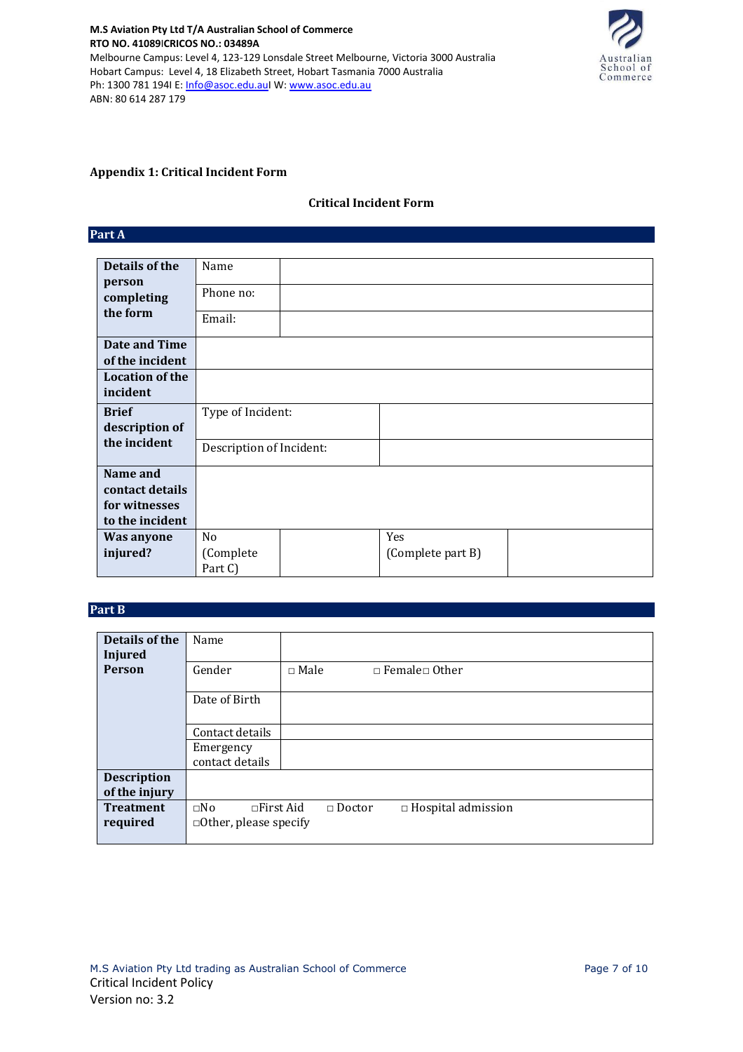**M.S Aviation Pty Ltd T/A Australian School of Commerce**
**RTO NO. 41089|CRICOS NO.: 03489A**
Melbourne Campus: Level 4, 123-129 Lonsdale Street Melbourne, Victoria 3000 Australia
Hobart Campus: Level 4, 18 Elizabeth Street, Hobart Tasmania 7000 Australia
Ph: 1300 781 194| E: Info@asoc.edu.au| W: www.asoc.edu.au
ABN: 80 614 287 179

## Appendix 1: Critical Incident Form

### Critical Incident Form

#### Part A

| | | | | |
|---|---|---|---|---|
| **Details of the person completing the form** | Name | | | |
| | Phone no: | | | |
| | Email: | | | |
| **Date and Time of the incident** | | | | |
| **Location of the incident** | | | | |
| **Brief description of the incident** | Type of Incident: | | | |
| | Description of Incident: | | | |
| **Name and contact details for witnesses to the incident** | | | | |
| **Was anyone injured?** | No (Complete Part C) | | Yes (Complete part B) | |

#### Part B

| | | |
|---|---|---|
| **Details of the Injured Person** | Name | |
| | Gender | □ Male □ Female□ Other |
| | Date of Birth | |
| | Contact details | |
| | Emergency contact details | |
| **Description of the injury** | | |
| **Treatment required** | □No □First Aid □ Doctor □ Hospital admission □Other, please specify | |

M.S Aviation Pty Ltd trading as Australian School of Commerce
Critical Incident Policy
Version no: 3.2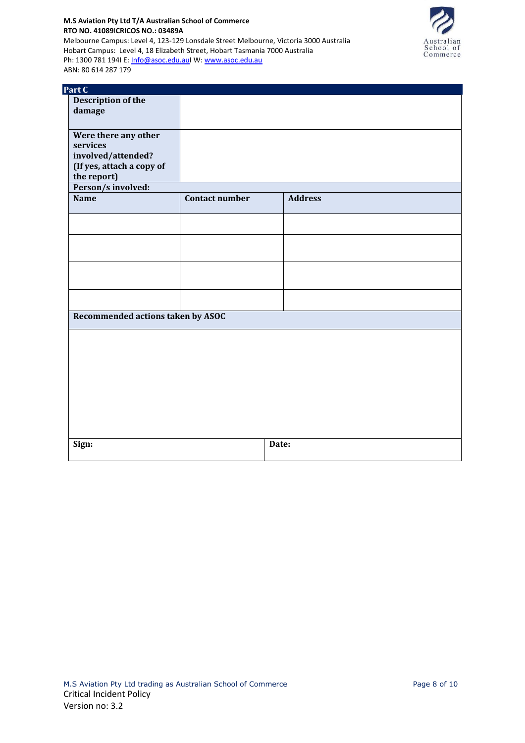## Part C

| Description of the damage | | |
|---|---|---|
| **Were there any other services involved/attended? (If yes, attach a copy of the report)** | | |
| **Person/s involved:** | | |
| **Name** | **Contact number** | **Address** |
| | | |
| | | |
| | | |
| | | |

| Recommended actions taken by ASOC |
|---|
| |

| Sign: | Date: |
|---|---|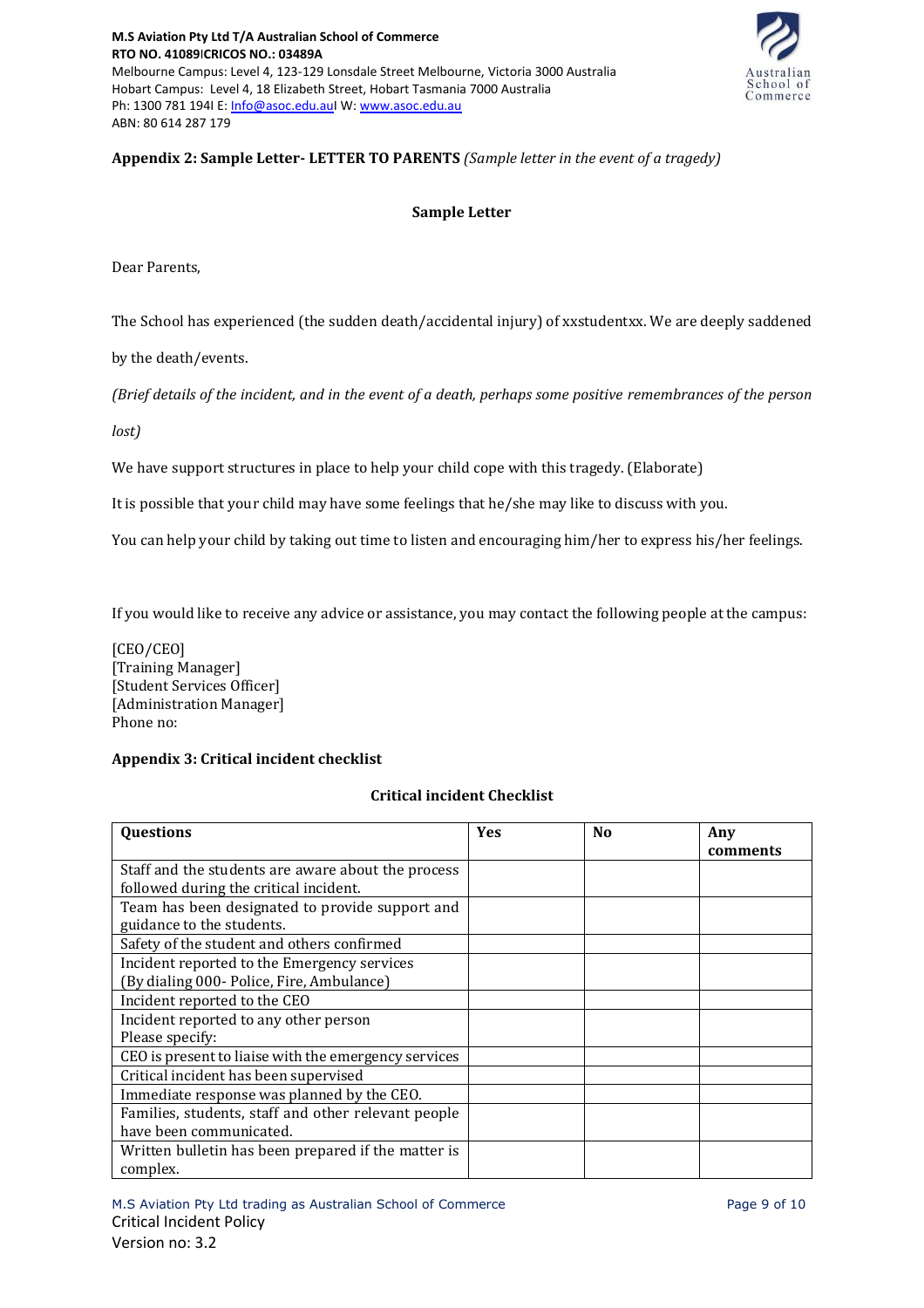**Appendix 2: Sample Letter- LETTER TO PARENTS** *(Sample letter in the event of a tragedy)*

**Sample Letter**

Dear Parents,

The School has experienced (the sudden death/accidental injury) of xxstudentxx. We are deeply saddened by the death/events.

*(Brief details of the incident, and in the event of a death, perhaps some positive remembrances of the person lost)*

We have support structures in place to help your child cope with this tragedy. (Elaborate)

It is possible that your child may have some feelings that he/she may like to discuss with you.

You can help your child by taking out time to listen and encouraging him/her to express his/her feelings.

If you would like to receive any advice or assistance, you may contact the following people at the campus:

[CEO/CEO]
[Training Manager]
[Student Services Officer]
[Administration Manager]
Phone no:

**Appendix 3: Critical incident checklist**

**Critical incident Checklist**

| Questions | Yes | No | Any comments |
|---|---|---|---|
| Staff and the students are aware about the process followed during the critical incident. | | | |
| Team has been designated to provide support and guidance to the students. | | | |
| Safety of the student and others confirmed | | | |
| Incident reported to the Emergency services (By dialing 000- Police, Fire, Ambulance) | | | |
| Incident reported to the CEO | | | |
| Incident reported to any other person Please specify: | | | |
| CEO is present to liaise with the emergency services | | | |
| Critical incident has been supervised | | | |
| Immediate response was planned by the CEO. | | | |
| Families, students, staff and other relevant people have been communicated. | | | |
| Written bulletin has been prepared if the matter is complex. | | | |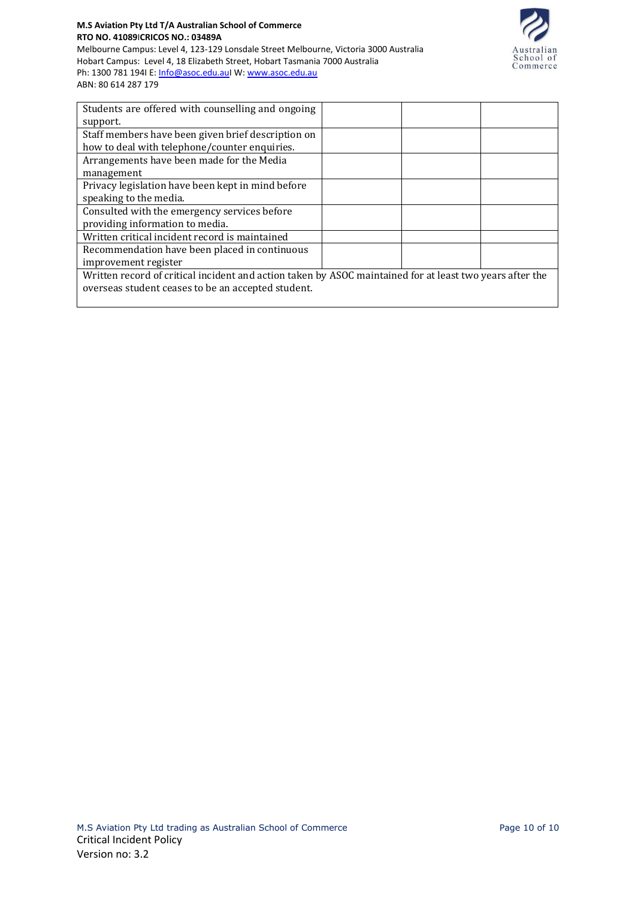| | | | |
|---|---|---|---|
| Students are offered with counselling and ongoing support. | | | |
| Staff members have been given brief description on how to deal with telephone/counter enquiries. | | | |
| Arrangements have been made for the Media management | | | |
| Privacy legislation have been kept in mind before speaking to the media. | | | |
| Consulted with the emergency services before providing information to media. | | | |
| Written critical incident record is maintained | | | |
| Recommendation have been placed in continuous improvement register | | | |
| Written record of critical incident and action taken by ASOC maintained for at least two years after the overseas student ceases to be an accepted student. | | | |